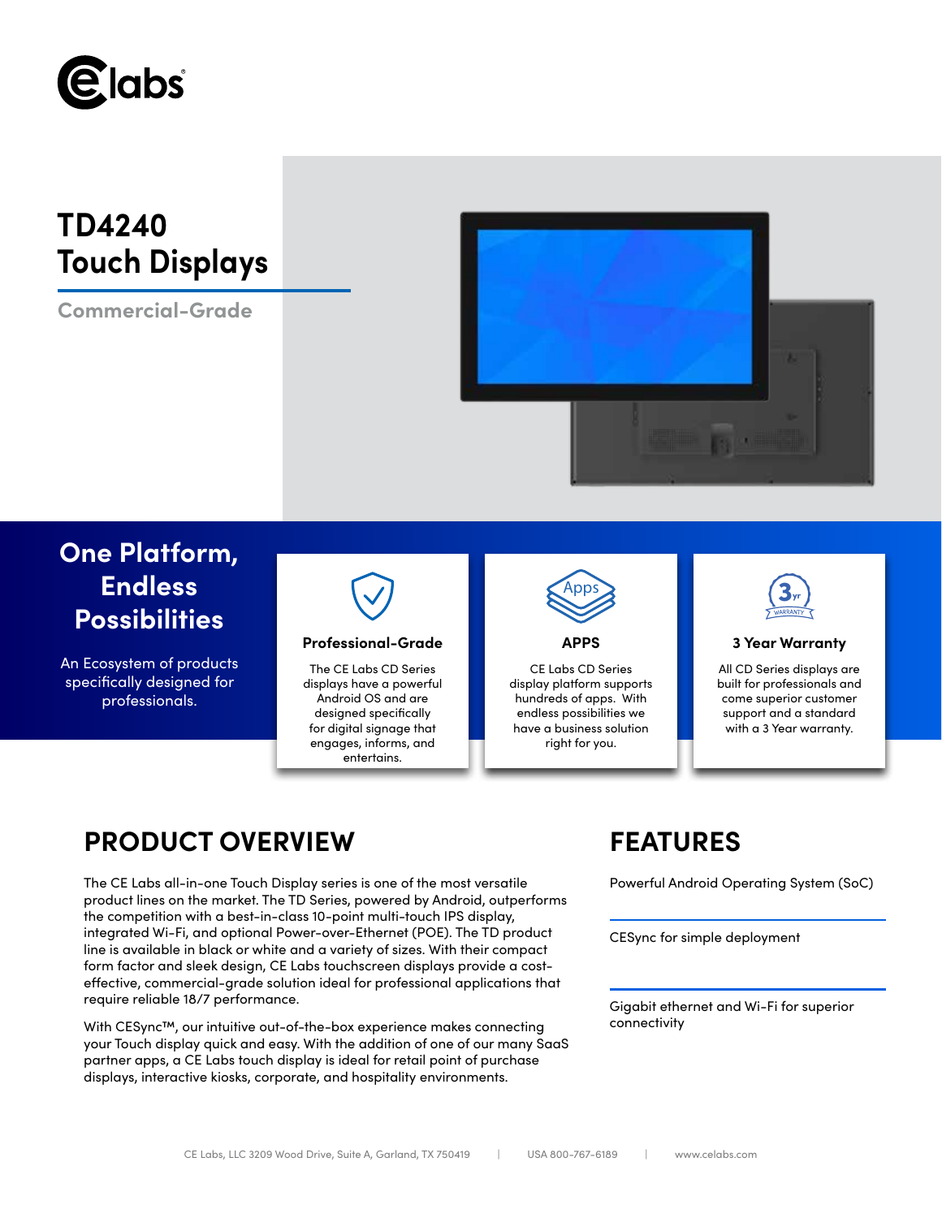# TD4240 Touch Displays

Commercial-Grade

## One Platform, Endless Possibilities

An Ecosystem of products specifically designed for professionals.

### Professional-Grade

The CE Labs CD Series displays have a powerful Android OS and are designed specifically for digital signage that engages, informs, and entertains.

### APPS

CE Labs CD Series display platform supports hundreds of apps. With endless possibilities we have a business solution right for you.

### 3 Year Warranty

All CD Series displays are built for professionals and come superior customer support and a standard with a 3 Year warranty.

## PRODUCT OVERVIEW

The CE Labs all-in-one Touch Display series is one of the most versatile product lines on the market. The TD Series, powered by Android, outperforms the competition with a best-in-class 10-point multi-touch IPS display, integrated Wi-Fi, and optional Power-over-Ethernet (POE). The TD product line is available in black or white and a variety of sizes. With their compact form factor and sleek design, CE Labs touchscreen displays provide a cost-effective, commercial-grade solution ideal for professional applications that require reliable 18/7 performance.

With CESync™, our intuitive out-of-the-box experience makes connecting your Touch display quick and easy. With the addition of one of our many SaaS partner apps, a CE Labs touch display is ideal for retail point of purchase displays, interactive kiosks, corporate, and hospitality environments.

## FEATURES

Powerful Android Operating System (SoC)

CESync for simple deployment

Gigabit ethernet and Wi-Fi for superior connectivity

CE Labs, LLC 3209 Wood Drive, Suite A, Garland, TX 750419 | USA 800-767-6189 | www.celabs.com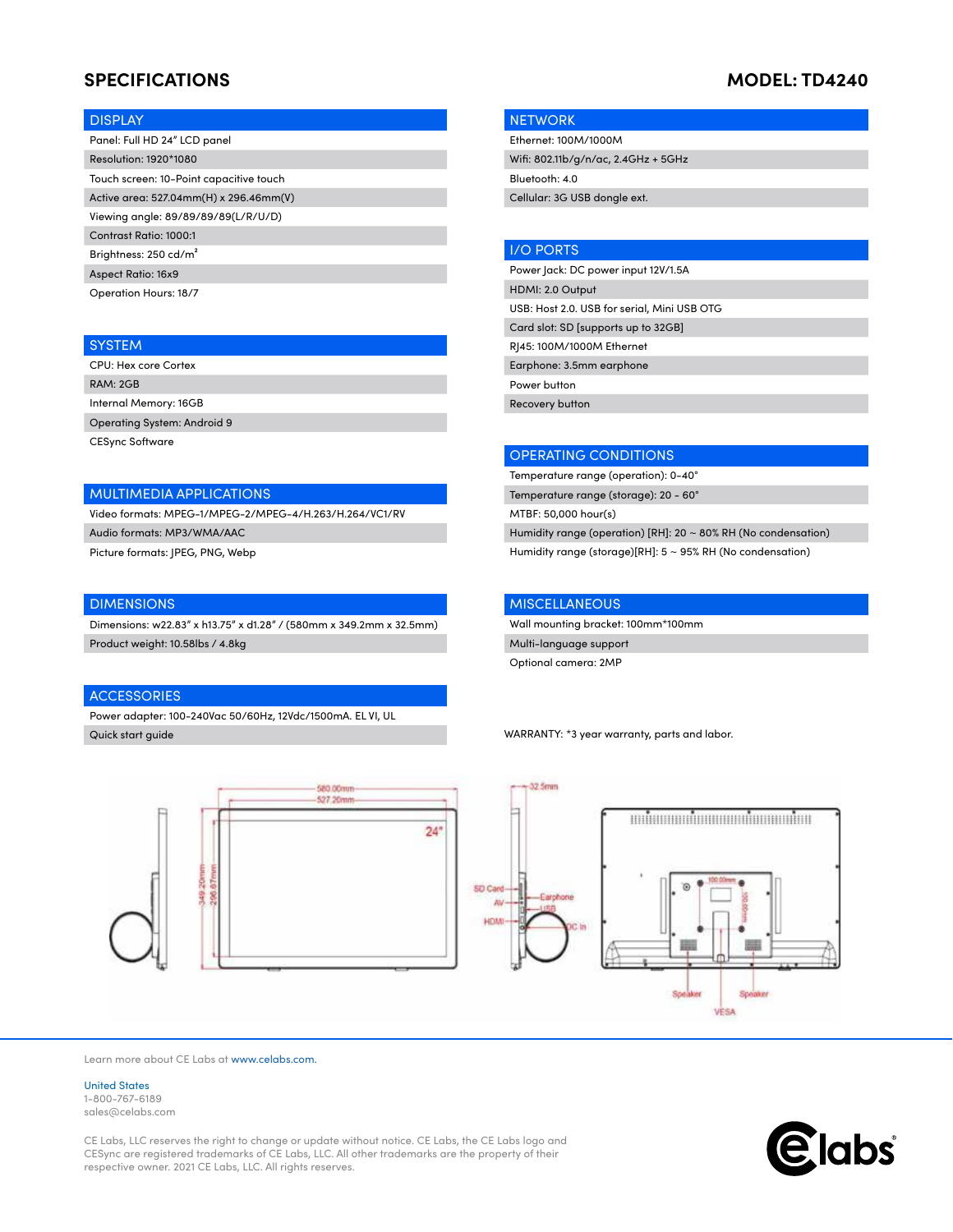# SPECIFICATIONS

## MODEL: TD4240

### DISPLAY

- Panel: Full HD 24" LCD panel
- Resolution: 1920*1080
- Touch screen: 10-Point capacitive touch
- Active area: 527.04mm(H) x 296.46mm(V)
- Viewing angle: 89/89/89/89(L/R/U/D)
- Contrast Ratio: 1000:1
- Brightness: 250 cd/m²
- Aspect Ratio: 16x9
- Operation Hours: 18/7

### SYSTEM

- CPU: Hex core Cortex
- RAM: 2GB
- Internal Memory: 16GB
- Operating System: Android 9
- CESync Software

### MULTIMEDIA APPLICATIONS

- Video formats: MPEG-1/MPEG-2/MPEG-4/H.263/H.264/VC1/RV
- Audio formats: MP3/WMA/AAC
- Picture formats: JPEG, PNG, Webp

### DIMENSIONS

- Dimensions: w22.83" x h13.75" x d1.28" / (580mm x 349.2mm x 32.5mm)
- Product weight: 10.58lbs / 4.8kg

### ACCESSORIES

- Power adapter: 100-240Vac 50/60Hz, 12Vdc/1500mA. EL VI, UL
- Quick start guide

### NETWORK

- Ethernet: 100M/1000M
- Wifi: 802.11b/g/n/ac, 2.4GHz + 5GHz
- Bluetooth: 4.0
- Cellular: 3G USB dongle ext.

### I/O PORTS

- Power Jack: DC power input 12V/1.5A
- HDMI: 2.0 Output
- USB: Host 2.0. USB for serial, Mini USB OTG
- Card slot: SD [supports up to 32GB]
- RJ45: 100M/1000M Ethernet
- Earphone: 3.5mm earphone
- Power button
- Recovery button

### OPERATING CONDITIONS

- Temperature range (operation): 0-40°
- Temperature range (storage): 20 - 60°
- MTBF: 50,000 hour(s)
- Humidity range (operation) [RH]: 20 ~ 80% RH (No condensation)
- Humidity range (storage)[RH]: 5 ~ 95% RH (No condensation)

### MISCELLANEOUS

- Wall mounting bracket: 100mm*100mm
- Multi-language support
- Optional camera: 2MP

WARRANTY: *3 year warranty, parts and labor.

580.00mm
527.20mm
24"
349.20mm
296.67mm
32.5mm
SD Card
AV
HDMI
Earphone
USB
DC In
100.00mm
100.00mm
Speaker
Speaker
VESA

Learn more about CE Labs at www.celabs.com.

United States
1-800-767-6189
sales@celabs.com

CE Labs, LLC reserves the right to change or update without notice. CE Labs, the CE Labs logo and CESync are registered trademarks of CE Labs, LLC. All other trademarks are the property of their respective owner. 2021 CE Labs, LLC. All rights reserves.